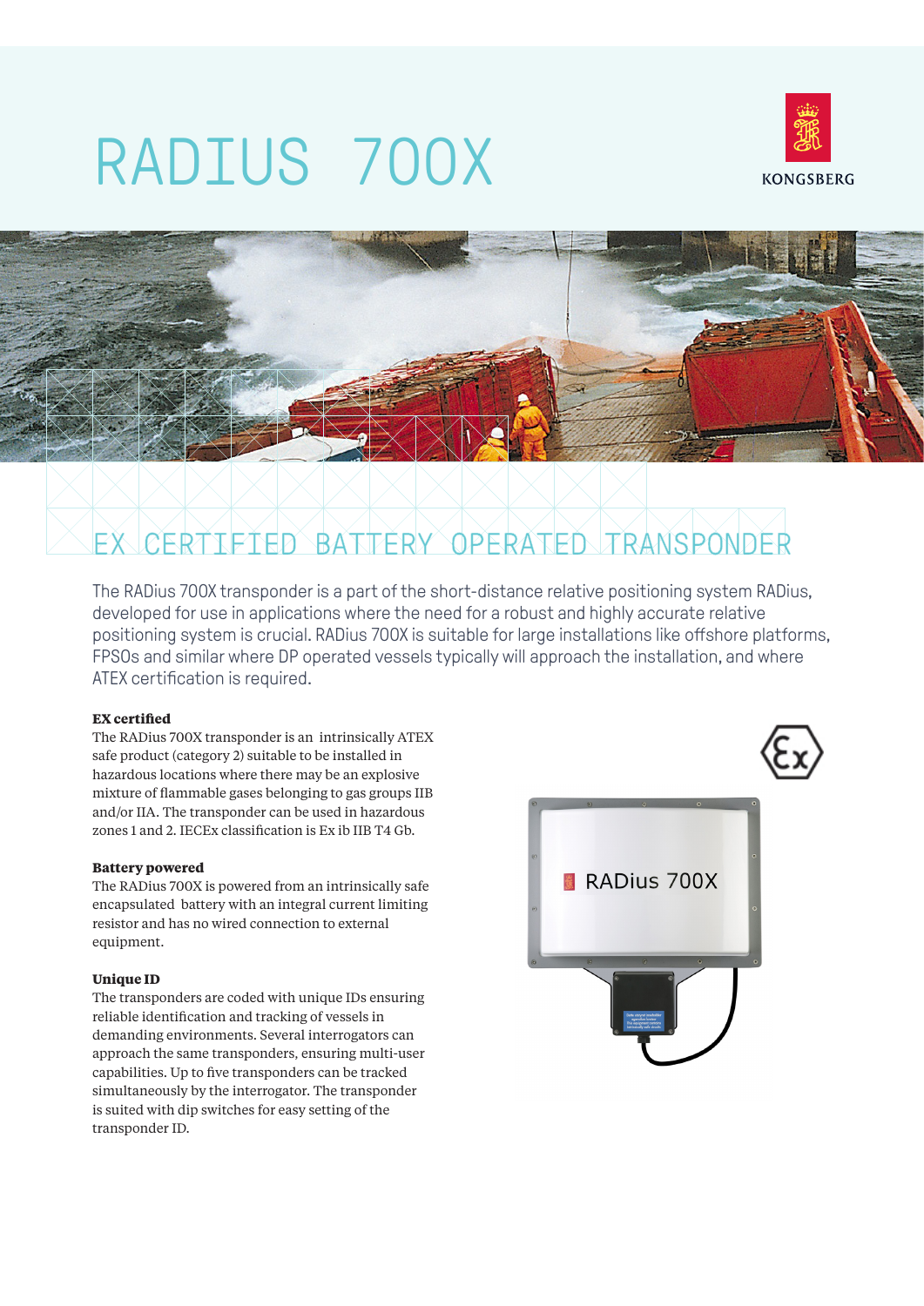# RADIUS 700X

KONGSBERG

## EX CERTIFIED BATTERY OPERATED TRANSPONDER

The RADius 700X transponder is a part of the short-distance relative positioning system RADius, developed for use in applications where the need for a robust and highly accurate relative positioning system is crucial. RADius 700X is suitable for large installations like offshore platforms, FPSOs and similar where DP operated vessels typically will approach the installation, and where ATEX certification is required.

### EX certified

The RADius 700X transponder is an intrinsically ATEX safe product (category 2) suitable to be installed in hazardous locations where there may be an explosive mixture of flammable gases belonging to gas groups IIB and/or IIA. The transponder can be used in hazardous zones 1 and 2. IECEx classification is Ex ib IIB T4 Gb.

### Battery powered

The RADius 700X is powered from an intrinsically safe encapsulated battery with an integral current limiting resistor and has no wired connection to external equipment.

### Unique ID

The transponders are coded with unique IDs ensuring reliable identification and tracking of vessels in demanding environments. Several interrogators can approach the same transponders, ensuring multi-user capabilities. Up to five transponders can be tracked simultaneously by the interrogator. The transponder is suited with dip switches for easy setting of the transponder ID.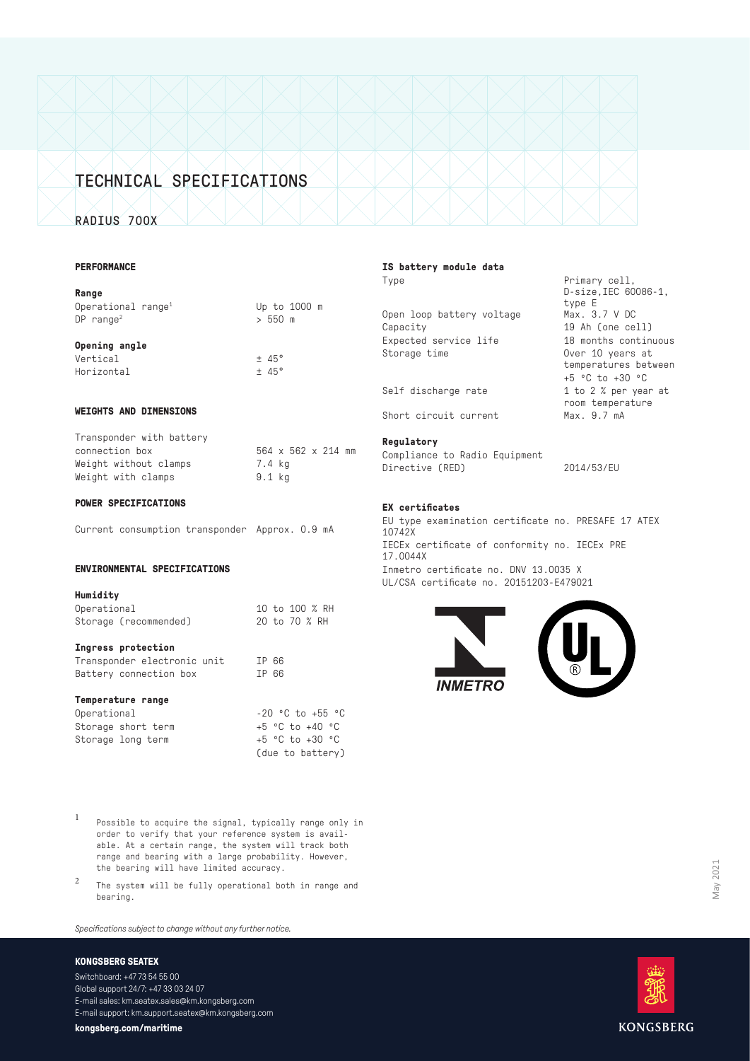# TECHNICAL SPECIFICATIONS

## RADIUS 700X

### PERFORMANCE

**Range**

| | |
|---|---|
| Operational range[1] | Up to 1000 m |
| DP range[2] | > 550 m |

**Opening angle**

| | |
|---|---|
| Vertical | ± 45° |
| Horizontal | ± 45° |

### WEIGHTS AND DIMENSIONS

| | |
|---|---|
| Transponder with battery connection box | 564 x 562 x 214 mm |
| Weight without clamps | 7.4 kg |
| Weight with clamps | 9.1 kg |

### POWER SPECIFICATIONS

| | |
|---|---|
| Current consumption transponder | Approx. 0.9 mA |

### ENVIRONMENTAL SPECIFICATIONS

**Humidity**

| | |
|---|---|
| Operational | 10 to 100 % RH |
| Storage (recommended) | 20 to 70 % RH |

**Ingress protection**

| | |
|---|---|
| Transponder electronic unit | IP 66 |
| Battery connection box | IP 66 |

**Temperature range**

| | |
|---|---|
| Operational | -20 °C to +55 °C |
| Storage short term | +5 °C to +40 °C |
| Storage long term | +5 °C to +30 °C (due to battery) |

**IS battery module data**

| | |
|---|---|
| Type | Primary cell, D-size,IEC 60086-1, type E |
| Open loop battery voltage | Max. 3.7 V DC |
| Capacity | 19 Ah (one cell) |
| Expected service life | 18 months continuous |
| Storage time | Over 10 years at temperatures between +5 °C to +30 °C |
| Self discharge rate | 1 to 2 % per year at room temperature |
| Short circuit current | Max. 9.7 mA |

**Regulatory**

| | |
|---|---|
| Compliance to Radio Equipment Directive (RED) | 2014/53/EU |

**EX certificates**

EU type examination certificate no. PRESAFE 17 ATEX 10742X
IECEx certificate of conformity no. IECEx PRE 17.0044X
Inmetro certificate no. DNV 13.0035 X
UL/CSA certificate no. 20151203-E479021

INMETRO

[1] Possible to acquire the signal, typically range only in order to verify that your reference system is available. At a certain range, the system will track both range and bearing with a large probability. However, the bearing will have limited accuracy.

[2] The system will be fully operational both in range and bearing.

*Specifications subject to change without any further notice.*

May 2021

**KONGSBERG SEATEX**

Switchboard: +47 73 54 55 00
Global support 24/7: +47 33 03 24 07
E-mail sales: km.seatex.sales@km.kongsberg.com
E-mail support: km.support.seatex@km.kongsberg.com

**kongsberg.com/maritime**

KONGSBERG